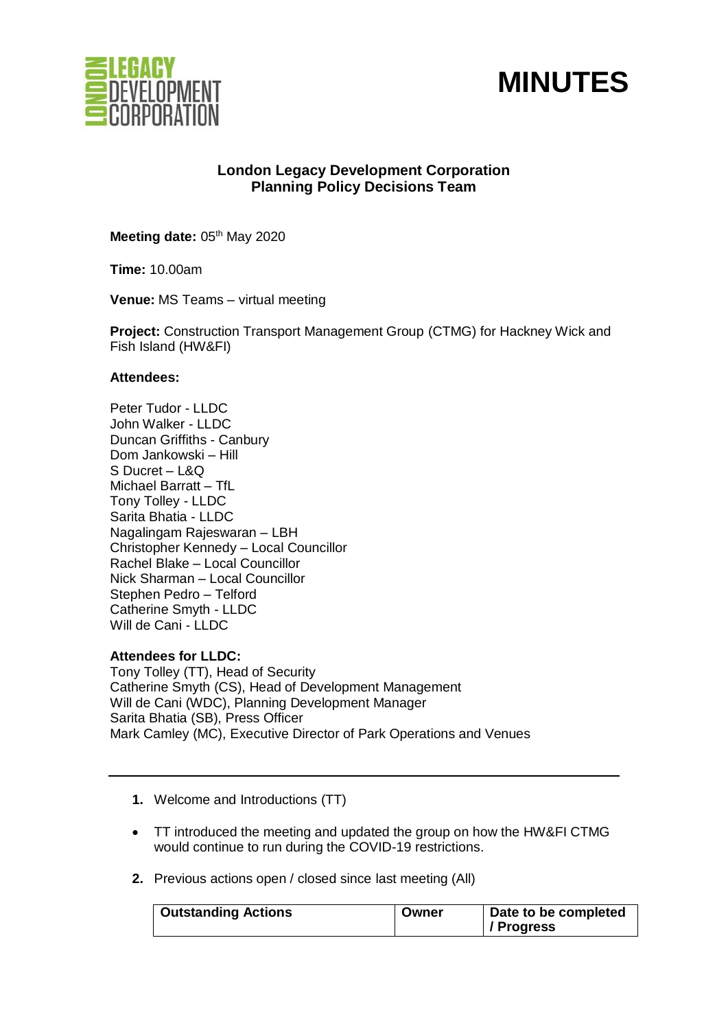# MINUTES

**London Legacy Development Corporation**
**Planning Policy Decisions Team**

**Meeting date:** 05th May 2020

**Time:** 10.00am

**Venue:** MS Teams – virtual meeting

**Project:** Construction Transport Management Group (CTMG) for Hackney Wick and Fish Island (HW&FI)

**Attendees:**

Peter Tudor - LLDC
John Walker - LLDC
Duncan Griffiths - Canbury
Dom Jankowski – Hill
S Ducret – L&Q
Michael Barratt – TfL
Tony Tolley - LLDC
Sarita Bhatia - LLDC
Nagalingam Rajeswaran – LBH
Christopher Kennedy – Local Councillor
Rachel Blake – Local Councillor
Nick Sharman – Local Councillor
Stephen Pedro – Telford
Catherine Smyth - LLDC
Will de Cani - LLDC

**Attendees for LLDC:**
Tony Tolley (TT), Head of Security
Catherine Smyth (CS), Head of Development Management
Will de Cani (WDC), Planning Development Manager
Sarita Bhatia (SB), Press Officer
Mark Camley (MC), Executive Director of Park Operations and Venues

---

1. Welcome and Introductions (TT)

- TT introduced the meeting and updated the group on how the HW&FI CTMG would continue to run during the COVID-19 restrictions.

2. Previous actions open / closed since last meeting (All)

| Outstanding Actions | Owner | Date to be completed / Progress |
|---|---|---|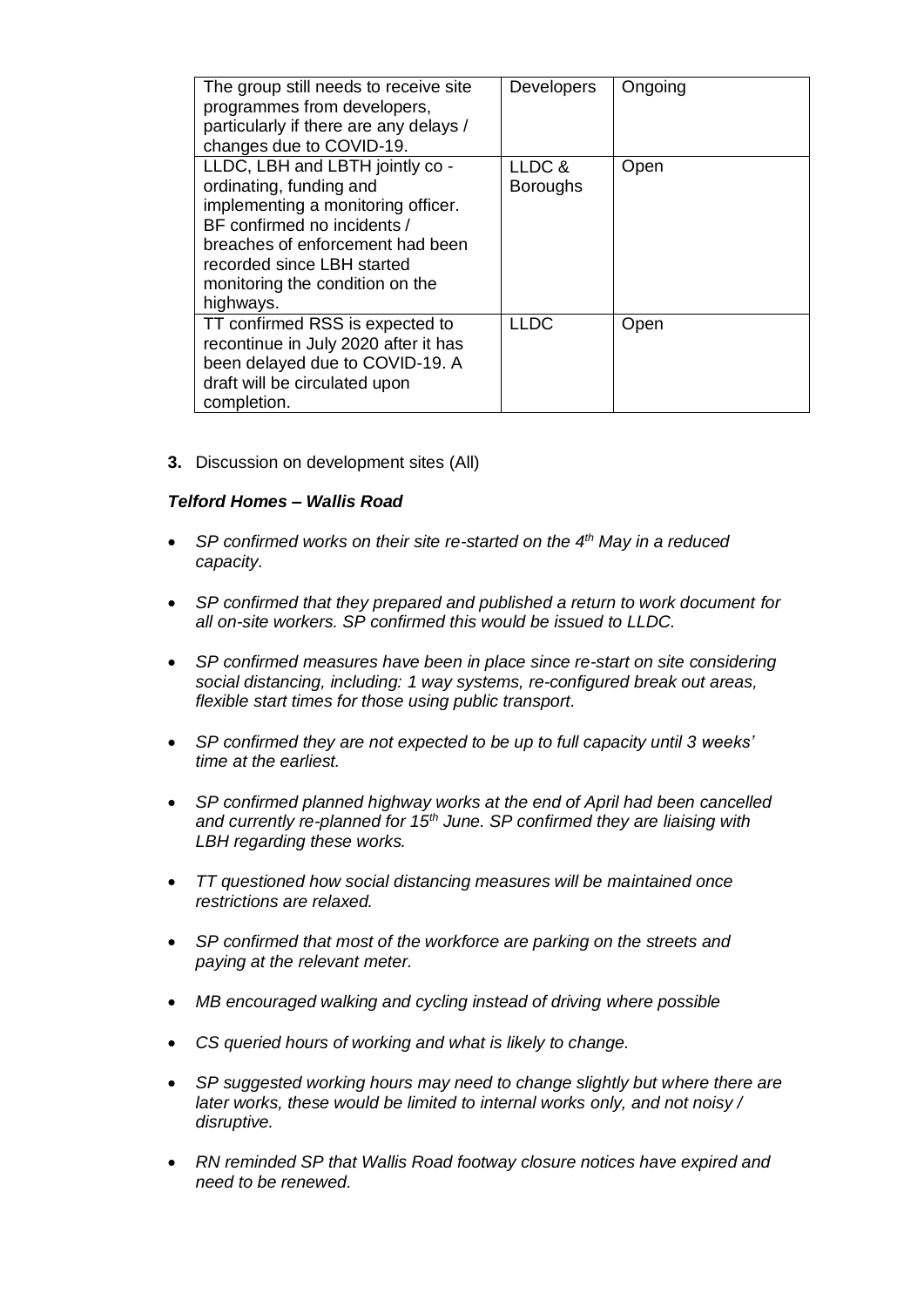| The group still needs to receive site programmes from developers, particularly if there are any delays / changes due to COVID-19. | Developers | Ongoing |
|---|---|---|
| LLDC, LBH and LBTH jointly co - ordinating, funding and implementing a monitoring officer. BF confirmed no incidents / breaches of enforcement had been recorded since LBH started monitoring the condition on the highways. | LLDC & Boroughs | Open |
| TT confirmed RSS is expected to recontinue in July 2020 after it has been delayed due to COVID-19. A draft will be circulated upon completion. | LLDC | Open |

**3.** Discussion on development sites (All)

***Telford Homes – Wallis Road***

- *SP confirmed works on their site re-started on the 4th May in a reduced capacity.*
- *SP confirmed that they prepared and published a return to work document for all on-site workers. SP confirmed this would be issued to LLDC.*
- *SP confirmed measures have been in place since re-start on site considering social distancing, including: 1 way systems, re-configured break out areas, flexible start times for those using public transport.*
- *SP confirmed they are not expected to be up to full capacity until 3 weeks' time at the earliest.*
- *SP confirmed planned highway works at the end of April had been cancelled and currently re-planned for 15th June. SP confirmed they are liaising with LBH regarding these works.*
- *TT questioned how social distancing measures will be maintained once restrictions are relaxed.*
- *SP confirmed that most of the workforce are parking on the streets and paying at the relevant meter.*
- *MB encouraged walking and cycling instead of driving where possible*
- *CS queried hours of working and what is likely to change.*
- *SP suggested working hours may need to change slightly but where there are later works, these would be limited to internal works only, and not noisy / disruptive.*
- *RN reminded SP that Wallis Road footway closure notices have expired and need to be renewed.*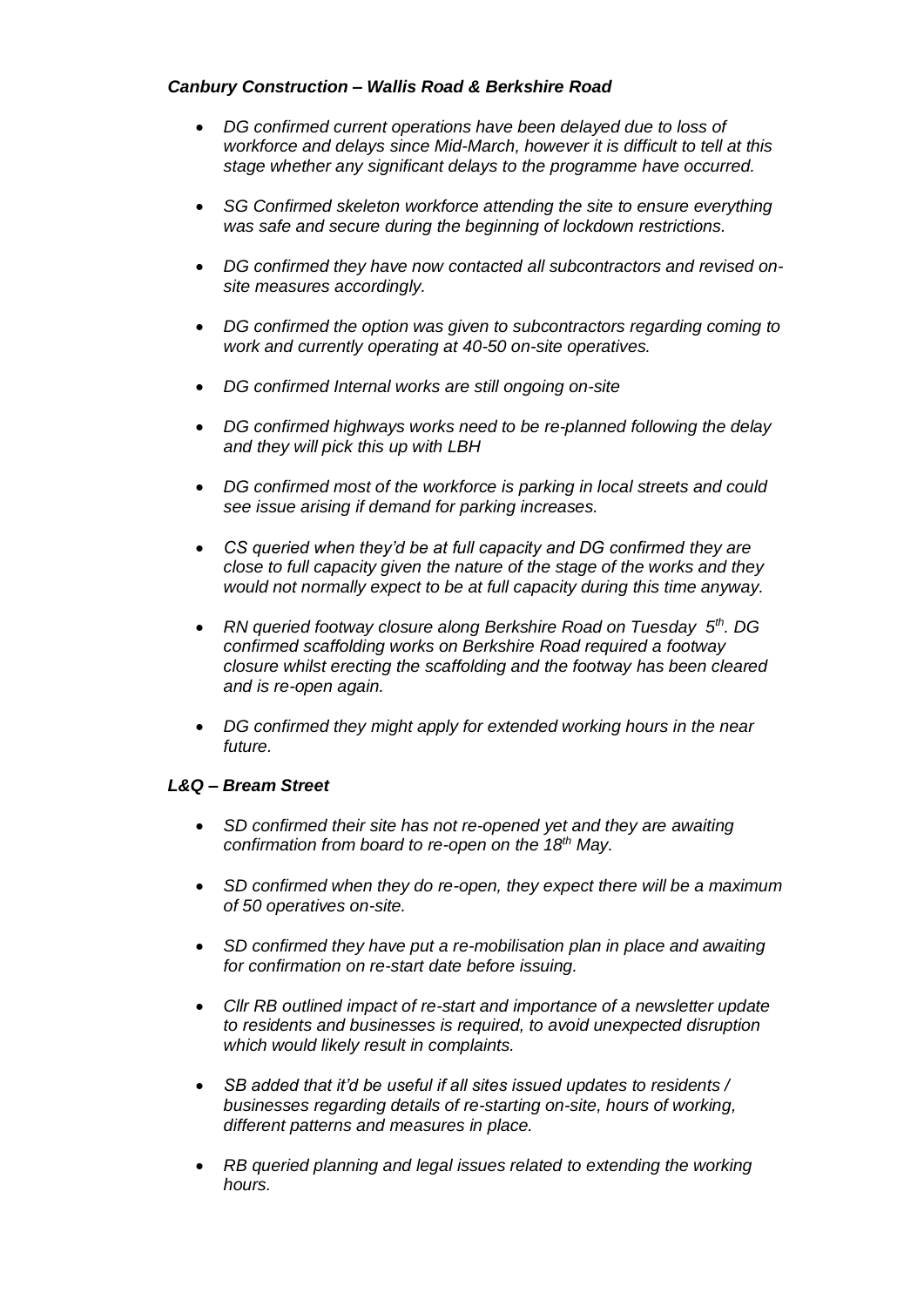***Canbury Construction – Wallis Road & Berkshire Road***

- *DG confirmed current operations have been delayed due to loss of workforce and delays since Mid-March, however it is difficult to tell at this stage whether any significant delays to the programme have occurred.*

- *SG Confirmed skeleton workforce attending the site to ensure everything was safe and secure during the beginning of lockdown restrictions.*

- *DG confirmed they have now contacted all subcontractors and revised on-site measures accordingly.*

- *DG confirmed the option was given to subcontractors regarding coming to work and currently operating at 40-50 on-site operatives.*

- *DG confirmed Internal works are still ongoing on-site*

- *DG confirmed highways works need to be re-planned following the delay and they will pick this up with LBH*

- *DG confirmed most of the workforce is parking in local streets and could see issue arising if demand for parking increases.*

- *CS queried when they'd be at full capacity and DG confirmed they are close to full capacity given the nature of the stage of the works and they would not normally expect to be at full capacity during this time anyway.*

- *RN queried footway closure along Berkshire Road on Tuesday 5th. DG confirmed scaffolding works on Berkshire Road required a footway closure whilst erecting the scaffolding and the footway has been cleared and is re-open again.*

- *DG confirmed they might apply for extended working hours in the near future.*

***L&Q – Bream Street***

- *SD confirmed their site has not re-opened yet and they are awaiting confirmation from board to re-open on the 18th May.*

- *SD confirmed when they do re-open, they expect there will be a maximum of 50 operatives on-site.*

- *SD confirmed they have put a re-mobilisation plan in place and awaiting for confirmation on re-start date before issuing.*

- *Cllr RB outlined impact of re-start and importance of a newsletter update to residents and businesses is required, to avoid unexpected disruption which would likely result in complaints.*

- *SB added that it'd be useful if all sites issued updates to residents / businesses regarding details of re-starting on-site, hours of working, different patterns and measures in place.*

- *RB queried planning and legal issues related to extending the working hours.*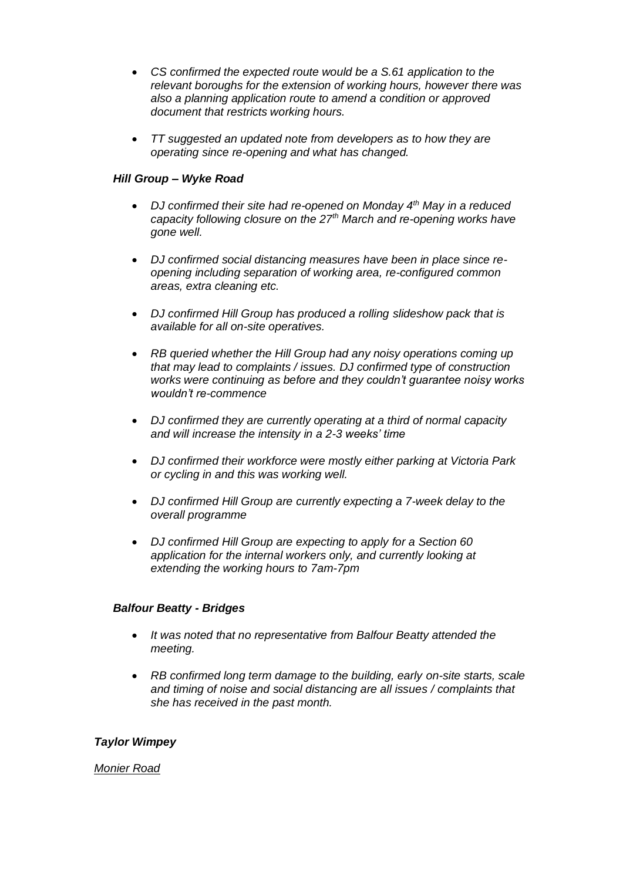- *CS confirmed the expected route would be a S.61 application to the relevant boroughs for the extension of working hours, however there was also a planning application route to amend a condition or approved document that restricts working hours.*

- *TT suggested an updated note from developers as to how they are operating since re-opening and what has changed.*

***Hill Group – Wyke Road***

- *DJ confirmed their site had re-opened on Monday 4th May in a reduced capacity following closure on the 27th March and re-opening works have gone well.*

- *DJ confirmed social distancing measures have been in place since re-opening including separation of working area, re-configured common areas, extra cleaning etc.*

- *DJ confirmed Hill Group has produced a rolling slideshow pack that is available for all on-site operatives.*

- *RB queried whether the Hill Group had any noisy operations coming up that may lead to complaints / issues. DJ confirmed type of construction works were continuing as before and they couldn't guarantee noisy works wouldn't re-commence*

- *DJ confirmed they are currently operating at a third of normal capacity and will increase the intensity in a 2-3 weeks' time*

- *DJ confirmed their workforce were mostly either parking at Victoria Park or cycling in and this was working well.*

- *DJ confirmed Hill Group are currently expecting a 7-week delay to the overall programme*

- *DJ confirmed Hill Group are expecting to apply for a Section 60 application for the internal workers only, and currently looking at extending the working hours to 7am-7pm*

***Balfour Beatty - Bridges***

- *It was noted that no representative from Balfour Beatty attended the meeting.*

- *RB confirmed long term damage to the building, early on-site starts, scale and timing of noise and social distancing are all issues / complaints that she has received in the past month.*

***Taylor Wimpey***

*<u>Monier Road</u>*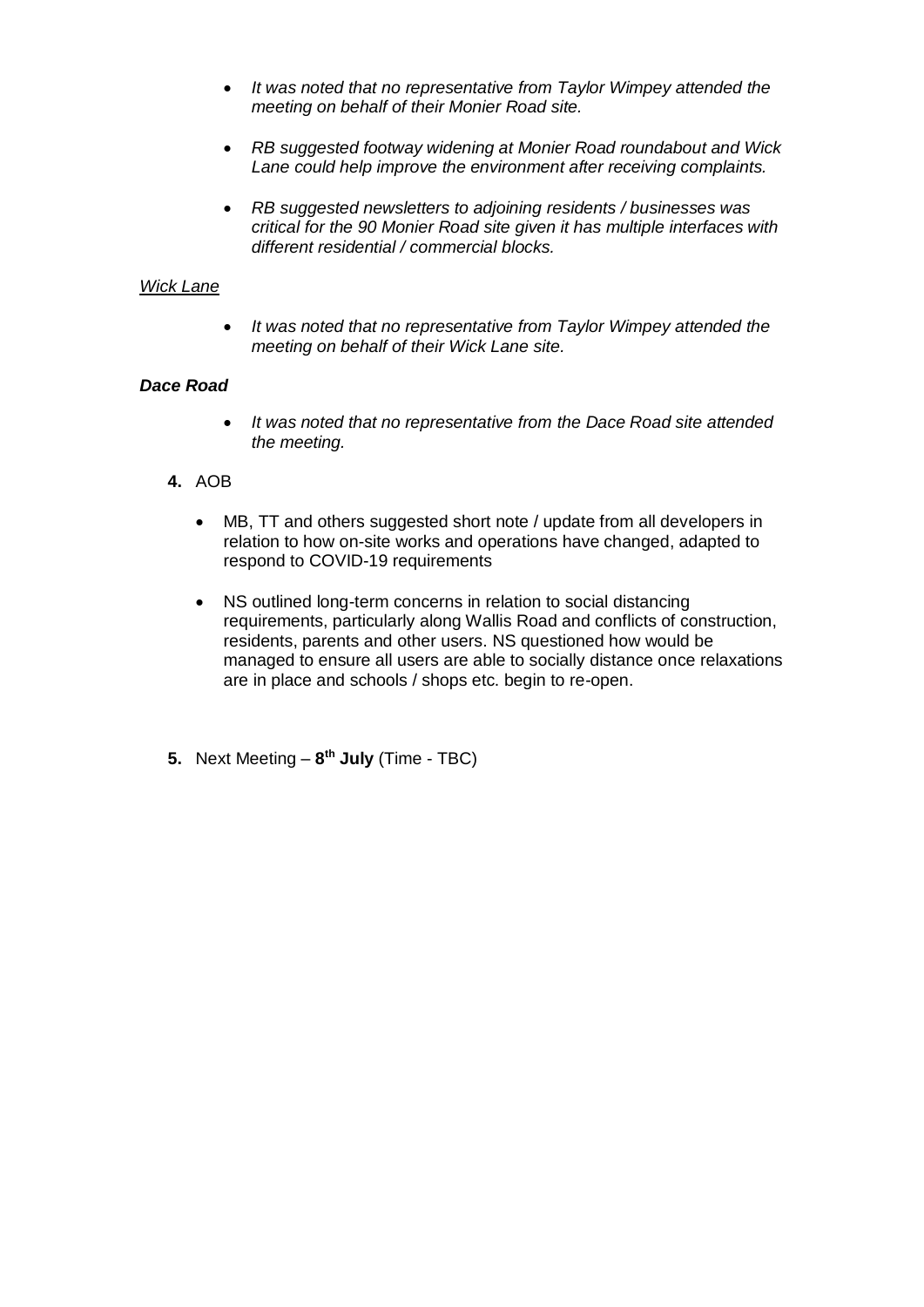- *It was noted that no representative from Taylor Wimpey attended the meeting on behalf of their Monier Road site.*

- *RB suggested footway widening at Monier Road roundabout and Wick Lane could help improve the environment after receiving complaints.*

- *RB suggested newsletters to adjoining residents / businesses was critical for the 90 Monier Road site given it has multiple interfaces with different residential / commercial blocks.*

*Wick Lane*

- *It was noted that no representative from Taylor Wimpey attended the meeting on behalf of their Wick Lane site.*

***Dace Road***

- *It was noted that no representative from the Dace Road site attended the meeting.*

**4.** AOB

- MB, TT and others suggested short note / update from all developers in relation to how on-site works and operations have changed, adapted to respond to COVID-19 requirements

- NS outlined long-term concerns in relation to social distancing requirements, particularly along Wallis Road and conflicts of construction, residents, parents and other users. NS questioned how would be managed to ensure all users are able to socially distance once relaxations are in place and schools / shops etc. begin to re-open.

**5.** Next Meeting – **8th July** (Time - TBC)